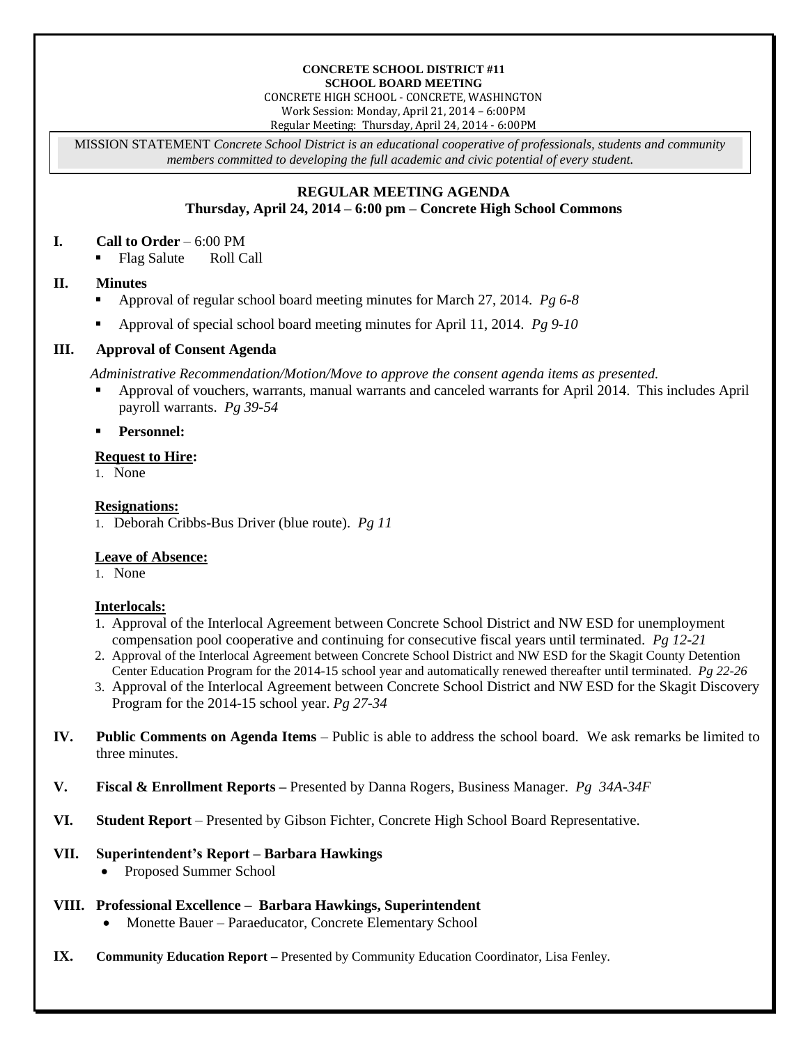**CONCRETE SCHOOL DISTRICT #11**
**SCHOOL BOARD MEETING**
CONCRETE HIGH SCHOOL - CONCRETE, WASHINGTON
Work Session: Monday, April 21, 2014 – 6:00PM
Regular Meeting: Thursday, April 24, 2014 - 6:00PM

MISSION STATEMENT *Concrete School District is an educational cooperative of professionals, students and community members committed to developing the full academic and civic potential of every student.*

## REGULAR MEETING AGENDA
**Thursday, April 24, 2014 – 6:00 pm – Concrete High School Commons**

**I. Call to Order** – 6:00 PM
- Flag Salute Roll Call

**II. Minutes**
- Approval of regular school board meeting minutes for March 27, 2014. *Pg 6-8*
- Approval of special school board meeting minutes for April 11, 2014. *Pg 9-10*

**III. Approval of Consent Agenda**

*Administrative Recommendation/Motion/Move to approve the consent agenda items as presented.*
- Approval of vouchers, warrants, manual warrants and canceled warrants for April 2014. This includes April payroll warrants. *Pg 39-54*
- **Personnel:**

**Request to Hire:**
1. None

**Resignations:**
1. Deborah Cribbs-Bus Driver (blue route). *Pg 11*

**Leave of Absence:**
1. None

**Interlocals:**
1. Approval of the Interlocal Agreement between Concrete School District and NW ESD for unemployment compensation pool cooperative and continuing for consecutive fiscal years until terminated. *Pg 12-21*
2. Approval of the Interlocal Agreement between Concrete School District and NW ESD for the Skagit County Detention Center Education Program for the 2014-15 school year and automatically renewed thereafter until terminated. *Pg 22-26*
3. Approval of the Interlocal Agreement between Concrete School District and NW ESD for the Skagit Discovery Program for the 2014-15 school year. *Pg 27-34*

**IV. Public Comments on Agenda Items** – Public is able to address the school board. We ask remarks be limited to three minutes.

**V. Fiscal & Enrollment Reports –** Presented by Danna Rogers, Business Manager. *Pg 34A-34F*

**VI. Student Report** – Presented by Gibson Fichter, Concrete High School Board Representative.

**VII. Superintendent's Report – Barbara Hawkings**
- Proposed Summer School

**VIII. Professional Excellence – Barbara Hawkings, Superintendent**
- Monette Bauer – Paraeducator, Concrete Elementary School

**IX. Community Education Report –** Presented by Community Education Coordinator, Lisa Fenley.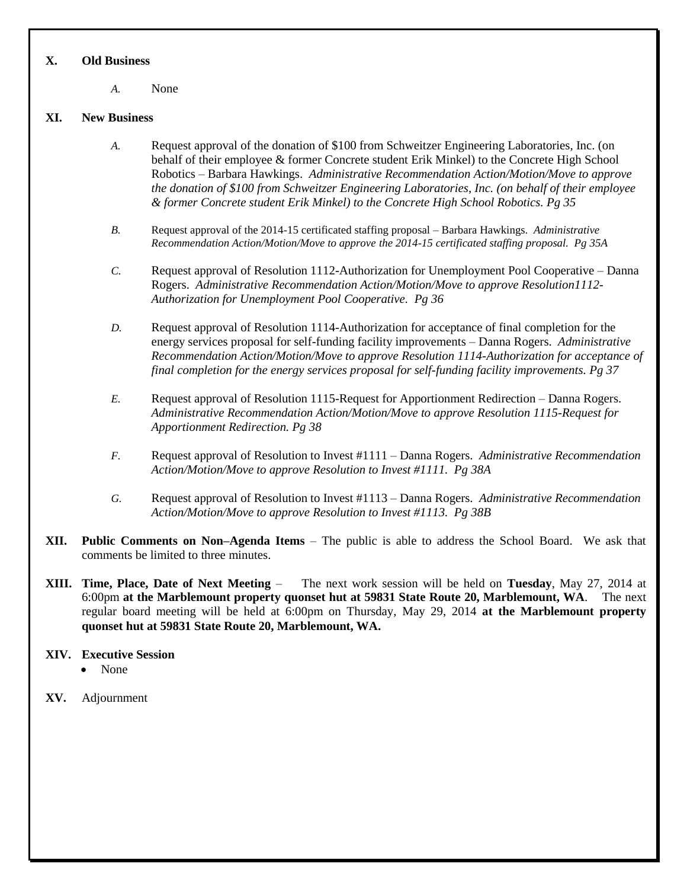**X. Old Business**

*A.* None

**XI. New Business**

*A.* Request approval of the donation of $100 from Schweitzer Engineering Laboratories, Inc. (on behalf of their employee & former Concrete student Erik Minkel) to the Concrete High School Robotics – Barbara Hawkings. *Administrative Recommendation Action/Motion/Move to approve the donation of $100 from Schweitzer Engineering Laboratories, Inc. (on behalf of their employee & former Concrete student Erik Minkel) to the Concrete High School Robotics. Pg 35*

*B.* Request approval of the 2014-15 certificated staffing proposal – Barbara Hawkings. *Administrative Recommendation Action/Motion/Move to approve the 2014-15 certificated staffing proposal. Pg 35A*

*C.* Request approval of Resolution 1112-Authorization for Unemployment Pool Cooperative – Danna Rogers. *Administrative Recommendation Action/Motion/Move to approve Resolution1112-Authorization for Unemployment Pool Cooperative. Pg 36*

*D.* Request approval of Resolution 1114-Authorization for acceptance of final completion for the energy services proposal for self-funding facility improvements – Danna Rogers. *Administrative Recommendation Action/Motion/Move to approve Resolution 1114-Authorization for acceptance of final completion for the energy services proposal for self-funding facility improvements. Pg 37*

*E.* Request approval of Resolution 1115-Request for Apportionment Redirection – Danna Rogers. *Administrative Recommendation Action/Motion/Move to approve Resolution 1115-Request for Apportionment Redirection. Pg 38*

*F.* Request approval of Resolution to Invest #1111 – Danna Rogers. *Administrative Recommendation Action/Motion/Move to approve Resolution to Invest #1111. Pg 38A*

*G.* Request approval of Resolution to Invest #1113 – Danna Rogers. *Administrative Recommendation Action/Motion/Move to approve Resolution to Invest #1113. Pg 38B*

**XII. Public Comments on Non–Agenda Items** – The public is able to address the School Board. We ask that comments be limited to three minutes.

**XIII. Time, Place, Date of Next Meeting** – The next work session will be held on **Tuesday**, May 27, 2014 at 6:00pm **at the Marblemount property quonset hut at 59831 State Route 20, Marblemount, WA**. The next regular board meeting will be held at 6:00pm on Thursday, May 29, 2014 **at the Marblemount property quonset hut at 59831 State Route 20, Marblemount, WA.**

**XIV. Executive Session**

- None

**XV.** Adjournment